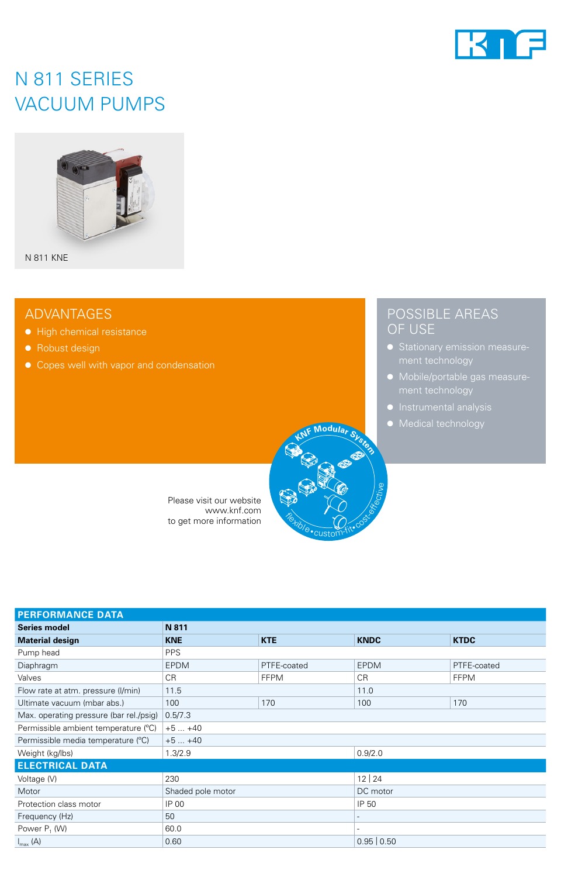# N 811 SERIES
# VACUUM PUMPS

N 811 KNE

## ADVANTAGES

- High chemical resistance
- Robust design
- Copes well with vapor and condensation

## POSSIBLE AREAS OF USE

- Stationary emission measurement technology
- Mobile/portable gas measurement technology
- Instrumental analysis
- Medical technology

KNF Modular System

flexible • custom-fit • cost-effective

Please visit our website
www.knf.com
to get more information

| PERFORMANCE DATA | | | | |
|---|---|---|---|---|
| **Series model** | **N 811** | | | |
| **Material design** | **KNE** | **KTE** | **KNDC** | **KTDC** |
| Pump head | PPS | | | |
| Diaphragm | EPDM | PTFE-coated | EPDM | PTFE-coated |
| Valves | CR | FFPM | CR | FFPM |
| Flow rate at atm. pressure (l/min) | 11.5 | | 11.0 | |
| Ultimate vacuum (mbar abs.) | 100 | 170 | 100 | 170 |
| Max. operating pressure (bar rel./psig) | 0.5/7.3 | | | |
| Permissible ambient temperature (°C) | +5 ... +40 | | | |
| Permissible media temperature (°C) | +5 ... +40 | | | |
| Weight (kg/lbs) | 1.3/2.9 | | 0.9/2.0 | |
| **ELECTRICAL DATA** | | | | |
| Voltage (V) | 230 | | 12 \| 24 | |
| Motor | Shaded pole motor | | DC motor | |
| Protection class motor | IP 00 | | IP 50 | |
| Frequency (Hz) | 50 | | - | |
| Power $P_1$ (W) | 60.0 | | - | |
| $I_{max}$ (A) | 0.60 | | 0.95 \| 0.50 | |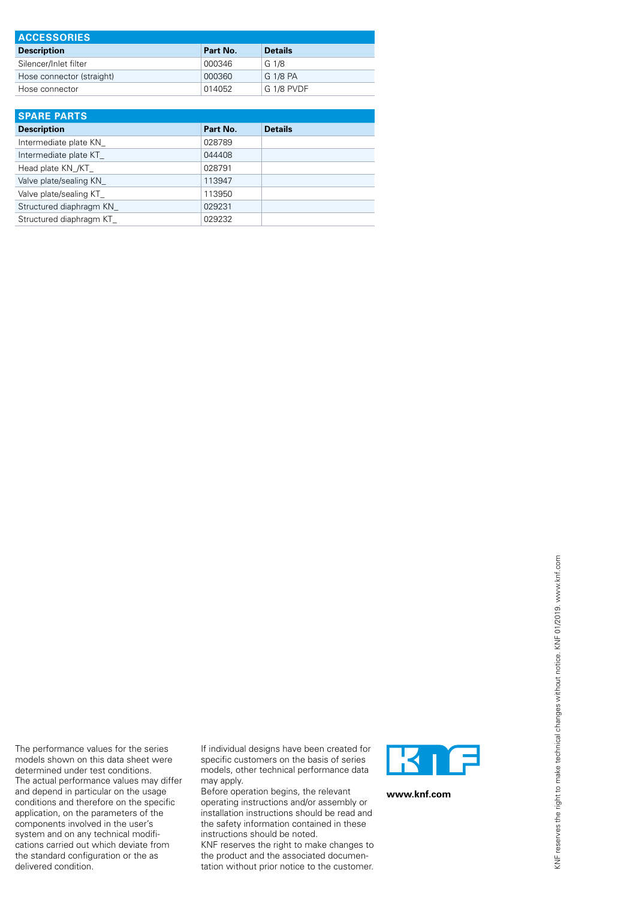## ACCESSORIES

| Description | Part No. | Details |
|---|---|---|
| Silencer/Inlet filter | 000346 | G 1/8 |
| Hose connector (straight) | 000360 | G 1/8 PA |
| Hose connector | 014052 | G 1/8 PVDF |

## SPARE PARTS

| Description | Part No. | Details |
|---|---|---|
| Intermediate plate KN_ | 028789 | |
| Intermediate plate KT_ | 044408 | |
| Head plate KN_/KT_ | 028791 | |
| Valve plate/sealing KN_ | 113947 | |
| Valve plate/sealing KT_ | 113950 | |
| Structured diaphragm KN_ | 029231 | |
| Structured diaphragm KT_ | 029232 | |

The performance values for the series models shown on this data sheet were determined under test conditions. The actual performance values may differ and depend in particular on the usage conditions and therefore on the specific application, on the parameters of the components involved in the user's system and on any technical modifications carried out which deviate from the standard configuration or the as delivered condition.

If individual designs have been created for specific customers on the basis of series models, other technical performance data may apply.
Before operation begins, the relevant operating instructions and/or assembly or installation instructions should be read and the safety information contained in these instructions should be noted.
KNF reserves the right to make changes to the product and the associated documentation without prior notice to the customer.

KNF

**www.knf.com**

KNF reserves the right to make technical changes without notice. KNF 01/2019. www.knf.com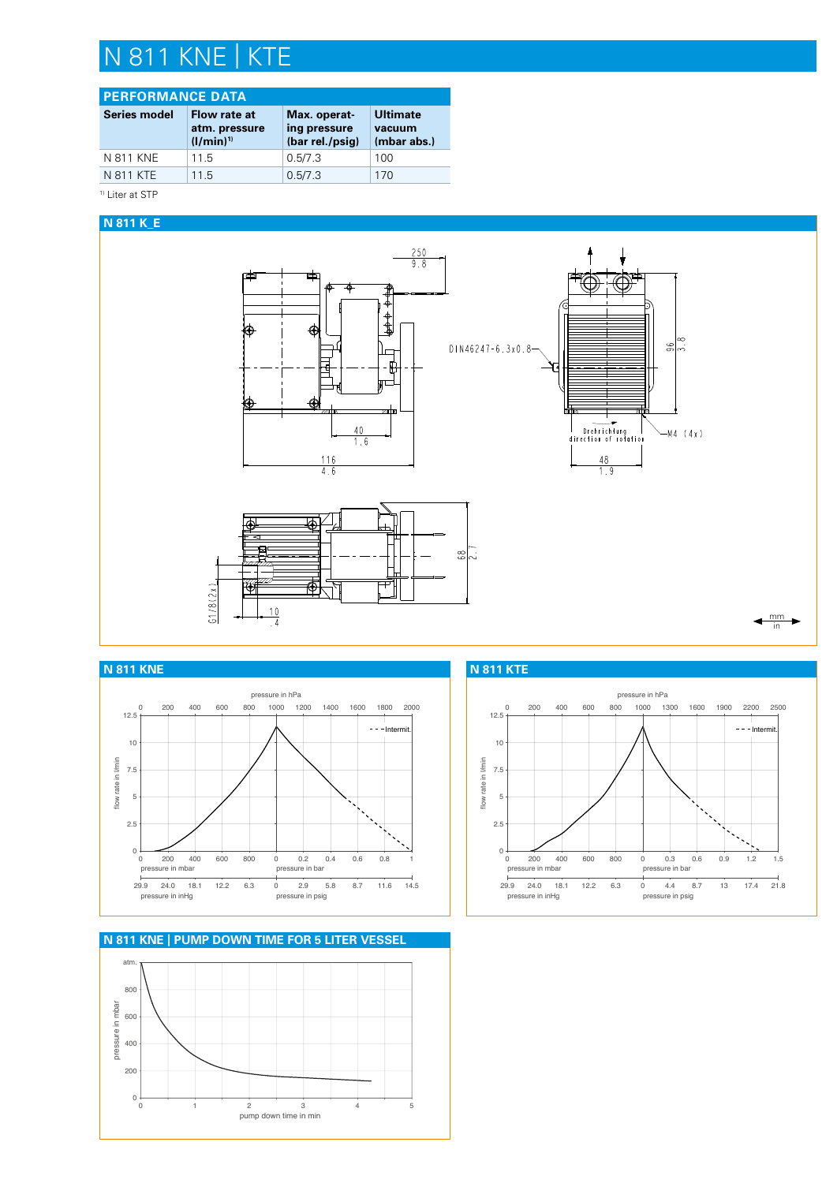# N 811 KNE | KTE

## PERFORMANCE DATA

| Series model | Flow rate at atm. pressure (l/min)[1] | Max. operating pressure (bar rel./psig) | Ultimate vacuum (mbar abs.) |
|---|---|---|---|
| N 811 KNE | 11.5 | 0.5/7.3 | 100 |
| N 811 KTE | 11.5 | 0.5/7.3 | 170 |

[1] Liter at STP

## N 811 K_E

250 / 9.8

DIN46247-6.3x0.8

96 / 3.8

40 / 1.6

116 / 4.6

Drehrichtung / direction of rotation

M4 (4x)

48 / 1.9

68 / 2.7

G1/8 (2x)

10 / .4

mm / in

## N 811 KNE

pressure in hPa: 0, 200, 400, 600, 800, 1000, 1200, 1400, 1600, 1800, 2000

flow rate in l/min: 0, 2.5, 5, 7.5, 10, 12.5

- - - Intermit.

pressure in mbar: 0, 200, 400, 600, 800 | pressure in bar: 0, 0.2, 0.4, 0.6, 0.8, 1

pressure in inHg: 29.9, 24.0, 18.1, 12.2, 6.3 | pressure in psig: 0, 2.9, 5.8, 8.7, 11.6, 14.5

## N 811 KTE

pressure in hPa: 0, 200, 400, 600, 800, 1000, 1300, 1600, 1900, 2200, 2500

flow rate in l/min: 0, 2.5, 5, 7.5, 10, 12.5

- - - Intermit.

pressure in mbar: 0, 200, 400, 600, 800 | pressure in bar: 0, 0.3, 0.6, 0.9, 1.2, 1.5

pressure in inHg: 29.9, 24.0, 18.1, 12.2, 6.3 | pressure in psig: 0, 4.4, 8.7, 13, 17.4, 21.8

## N 811 KNE | PUMP DOWN TIME FOR 5 LITER VESSEL

pressure in mbar: atm., 800, 600, 400, 200, 0

pump down time in min: 0, 1, 2, 3, 4, 5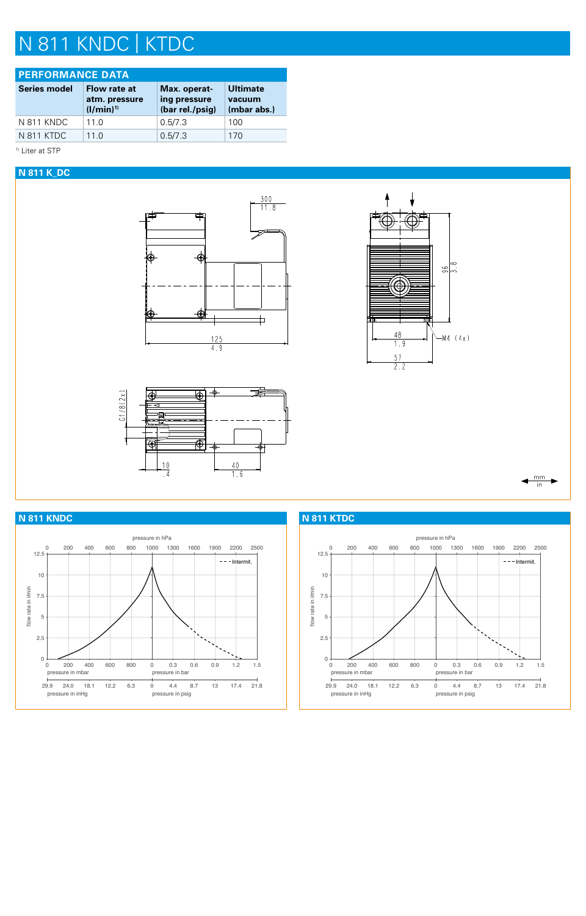# N 811 KNDC | KTDC

## PERFORMANCE DATA

| Series model | Flow rate at atm. pressure (l/min)[1] | Max. operating pressure (bar rel./psig) | Ultimate vacuum (mbar abs.) |
|---|---|---|---|
| N 811 KNDC | 11.0 | 0.5/7.3 | 100 |
| N 811 KTDC | 11.0 | 0.5/7.3 | 170 |

[1] Liter at STP

## N 811 K_DC

300
11.8

125
4.9

96
3.8

48
1.9

M4 (4x)

57
2.2

G1/8(2x)

10
.4

40
1.6

mm
in

## N 811 KNDC

pressure in hPa

0 200 400 600 800 1000 1300 1600 1900 2200 2500

Intermit.

flow rate in l/min

12.5 10 7.5 5 2.5 0

0 200 400 600 800 0 0.3 0.6 0.9 1.2 1.5

pressure in mbar pressure in bar

29.9 24.0 18.1 12.2 6.3 0 4.4 8.7 13 17.4 21.8

pressure in inHg pressure in psig

## N 811 KTDC

pressure in hPa

0 200 400 600 800 1000 1300 1600 1900 2200 2500

Intermit.

flow rate in l/min

12.5 10 7.5 5 2.5 0

0 200 400 600 800 0 0.3 0.6 0.9 1.2 1.5

pressure in mbar pressure in bar

29.9 24.0 18.1 12.2 6.3 0 4.4 8.7 13 17.4 21.8

pressure in inHg pressure in psig